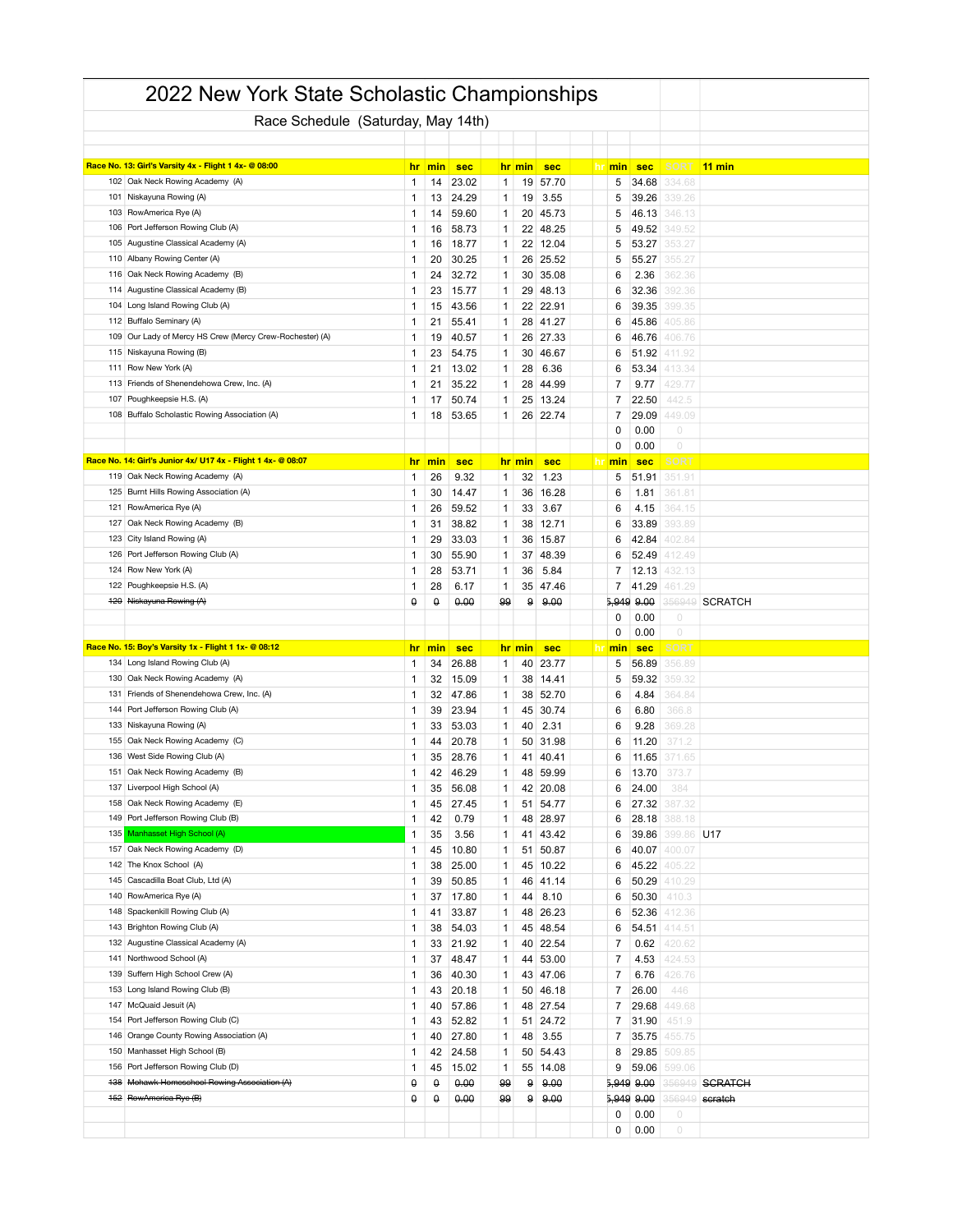# 2022 New York State Scholastic Championships

## Race Schedule (Saturday, May 14th)

| Race No. 13: Girl's Varsity 4x - Flight 1 4x- @ 08:00 | | hr | min | sec | hr | min | sec | | hr | min | sec | SORT | 11 min |
|---|---|---|---|---|---|---|---|---|---|---|---|---|---|
| 102 | Oak Neck Rowing Academy (A) | 1 | 14 | 23.02 | 1 | 19 | 57.70 | | | 5 | 34.68 | 334.68 | |
| 101 | Niskayuna Rowing (A) | 1 | 13 | 24.29 | 1 | 19 | 3.55 | | | 5 | 39.26 | 339.26 | |
| 103 | RowAmerica Rye (A) | 1 | 14 | 59.60 | 1 | 20 | 45.73 | | | 5 | 46.13 | 346.13 | |
| 106 | Port Jefferson Rowing Club (A) | 1 | 16 | 58.73 | 1 | 22 | 48.25 | | | 5 | 49.52 | 349.52 | |
| 105 | Augustine Classical Academy (A) | 1 | 16 | 18.77 | 1 | 22 | 12.04 | | | 5 | 53.27 | 353.27 | |
| 110 | Albany Rowing Center (A) | 1 | 20 | 30.25 | 1 | 26 | 25.52 | | | 5 | 55.27 | 355.27 | |
| 116 | Oak Neck Rowing Academy (B) | 1 | 24 | 32.72 | 1 | 30 | 35.08 | | | 6 | 2.36 | 362.36 | |
| 114 | Augustine Classical Academy (B) | 1 | 23 | 15.77 | 1 | 29 | 48.13 | | | 6 | 32.36 | 392.36 | |
| 104 | Long Island Rowing Club (A) | 1 | 15 | 43.56 | 1 | 22 | 22.91 | | | 6 | 39.35 | 399.35 | |
| 112 | Buffalo Seminary (A) | 1 | 21 | 55.41 | 1 | 28 | 41.27 | | | 6 | 45.86 | 405.86 | |
| 109 | Our Lady of Mercy HS Crew (Mercy Crew-Rochester) (A) | 1 | 19 | 40.57 | 1 | 26 | 27.33 | | | 6 | 46.76 | 406.76 | |
| 115 | Niskayuna Rowing (B) | 1 | 23 | 54.75 | 1 | 30 | 46.67 | | | 6 | 51.92 | 411.92 | |
| 111 | Row New York (A) | 1 | 21 | 13.02 | 1 | 28 | 6.36 | | | 6 | 53.34 | 413.34 | |
| 113 | Friends of Shenendehowa Crew, Inc. (A) | 1 | 21 | 35.22 | 1 | 28 | 44.99 | | | 7 | 9.77 | 429.77 | |
| 107 | Poughkeepsie H.S. (A) | 1 | 17 | 50.74 | 1 | 25 | 13.24 | | | 7 | 22.50 | 442.5 | |
| 108 | Buffalo Scholastic Rowing Association (A) | 1 | 18 | 53.65 | 1 | 26 | 22.74 | | | 7 | 29.09 | 449.09 | |
| | | | | | | | | | | 0 | 0.00 | 0 | |
| | | | | | | | | | | 0 | 0.00 | 0 | |

| Race No. 14: Girl's Junior 4x/ U17 4x - Flight 1 4x- @ 08:07 | | hr | min | sec | hr | min | sec | | hr | min | sec | SORT | |
|---|---|---|---|---|---|---|---|---|---|---|---|---|---|
| 119 | Oak Neck Rowing Academy (A) | 1 | 26 | 9.32 | 1 | 32 | 1.23 | | | 5 | 51.91 | 351.91 | |
| 125 | Burnt Hills Rowing Association (A) | 1 | 30 | 14.47 | 1 | 36 | 16.28 | | | 6 | 1.81 | 361.81 | |
| 121 | RowAmerica Rye (A) | 1 | 26 | 59.52 | 1 | 33 | 3.67 | | | 6 | 4.15 | 364.15 | |
| 127 | Oak Neck Rowing Academy (B) | 1 | 31 | 38.82 | 1 | 38 | 12.71 | | | 6 | 33.89 | 393.89 | |
| 123 | City Island Rowing (A) | 1 | 29 | 33.03 | 1 | 36 | 15.87 | | | 6 | 42.84 | 402.84 | |
| 126 | Port Jefferson Rowing Club (A) | 1 | 30 | 55.90 | 1 | 37 | 48.39 | | | 6 | 52.49 | 412.49 | |
| 124 | Row New York (A) | 1 | 28 | 53.71 | 1 | 36 | 5.84 | | | 7 | 12.13 | 432.13 | |
| 122 | Poughkeepsie H.S. (A) | 1 | 28 | 6.17 | 1 | 35 | 47.46 | | | 7 | 41.29 | 461.29 | |
| ~~120~~ | ~~Niskayuna Rowing (A)~~ | ~~0~~ | ~~0~~ | ~~0.00~~ | ~~99~~ | ~~9~~ | ~~9.00~~ | | | 5,949 | 9.00 | 356949 | SCRATCH |
| | | | | | | | | | | 0 | 0.00 | 0 | |
| | | | | | | | | | | 0 | 0.00 | 0 | |

| Race No. 15: Boy's Varsity 1x - Flight 1 1x- @ 08:12 | | hr | min | sec | hr | min | sec | | hr | min | sec | SORT | |
|---|---|---|---|---|---|---|---|---|---|---|---|---|---|
| 134 | Long Island Rowing Club (A) | 1 | 34 | 26.88 | 1 | 40 | 23.77 | | | 5 | 56.89 | 356.89 | |
| 130 | Oak Neck Rowing Academy (A) | 1 | 32 | 15.09 | 1 | 38 | 14.41 | | | 5 | 59.32 | 359.32 | |
| 131 | Friends of Shenendehowa Crew, Inc. (A) | 1 | 32 | 47.86 | 1 | 38 | 52.70 | | | 6 | 4.84 | 364.84 | |
| 144 | Port Jefferson Rowing Club (A) | 1 | 39 | 23.94 | 1 | 45 | 30.74 | | | 6 | 6.80 | 366.8 | |
| 133 | Niskayuna Rowing (A) | 1 | 33 | 53.03 | 1 | 40 | 2.31 | | | 6 | 9.28 | 369.28 | |
| 155 | Oak Neck Rowing Academy (C) | 1 | 44 | 20.78 | 1 | 50 | 31.98 | | | 6 | 11.20 | 371.2 | |
| 136 | West Side Rowing Club (A) | 1 | 35 | 28.76 | 1 | 41 | 40.41 | | | 6 | 11.65 | 371.65 | |
| 151 | Oak Neck Rowing Academy (B) | 1 | 42 | 46.29 | 1 | 48 | 59.99 | | | 6 | 13.70 | 373.7 | |
| 137 | Liverpool High School (A) | 1 | 35 | 56.08 | 1 | 42 | 20.08 | | | 6 | 24.00 | 384 | |
| 158 | Oak Neck Rowing Academy (E) | 1 | 45 | 27.45 | 1 | 51 | 54.77 | | | 6 | 27.32 | 387.32 | |
| 149 | Port Jefferson Rowing Club (B) | 1 | 42 | 0.79 | 1 | 48 | 28.97 | | | 6 | 28.18 | 388.18 | |
| 135 | Manhasset High School (A) | 1 | 35 | 3.56 | 1 | 41 | 43.42 | | | 6 | 39.86 | 399.86 | U17 |
| 157 | Oak Neck Rowing Academy (D) | 1 | 45 | 10.80 | 1 | 51 | 50.87 | | | 6 | 40.07 | 400.07 | |
| 142 | The Knox School (A) | 1 | 38 | 25.00 | 1 | 45 | 10.22 | | | 6 | 45.22 | 405.22 | |
| 145 | Cascadilla Boat Club, Ltd (A) | 1 | 39 | 50.85 | 1 | 46 | 41.14 | | | 6 | 50.29 | 410.29 | |
| 140 | RowAmerica Rye (A) | 1 | 37 | 17.80 | 1 | 44 | 8.10 | | | 6 | 50.30 | 410.3 | |
| 148 | Spackenkill Rowing Club (A) | 1 | 41 | 33.87 | 1 | 48 | 26.23 | | | 6 | 52.36 | 412.36 | |
| 143 | Brighton Rowing Club (A) | 1 | 38 | 54.03 | 1 | 45 | 48.54 | | | 6 | 54.51 | 414.51 | |
| 132 | Augustine Classical Academy (A) | 1 | 33 | 21.92 | 1 | 40 | 22.54 | | | 7 | 0.62 | 420.62 | |
| 141 | Northwood School (A) | 1 | 37 | 48.47 | 1 | 44 | 53.00 | | | 7 | 4.53 | 424.53 | |
| 139 | Suffern High School Crew (A) | 1 | 36 | 40.30 | 1 | 43 | 47.06 | | | 7 | 6.76 | 426.76 | |
| 153 | Long Island Rowing Club (B) | 1 | 43 | 20.18 | 1 | 50 | 46.18 | | | 7 | 26.00 | 446 | |
| 147 | McQuaid Jesuit (A) | 1 | 40 | 57.86 | 1 | 48 | 27.54 | | | 7 | 29.68 | 449.68 | |
| 154 | Port Jefferson Rowing Club (C) | 1 | 43 | 52.82 | 1 | 51 | 24.72 | | | 7 | 31.90 | 451.9 | |
| 146 | Orange County Rowing Association (A) | 1 | 40 | 27.80 | 1 | 48 | 3.55 | | | 7 | 35.75 | 455.75 | |
| 150 | Manhasset High School (B) | 1 | 42 | 24.58 | 1 | 50 | 54.43 | | | 8 | 29.85 | 509.85 | |
| 156 | Port Jefferson Rowing Club (D) | 1 | 45 | 15.02 | 1 | 55 | 14.08 | | | 9 | 59.06 | 599.06 | |
| ~~138~~ | ~~Mohawk Homeschool Rowing Association (A)~~ | ~~0~~ | ~~0~~ | ~~0.00~~ | ~~99~~ | ~~9~~ | ~~9.00~~ | | | 5,949 | ~~9.00~~ | 356949 | ~~SCRATCH~~ |
| ~~152~~ | ~~RowAmerica Rye (B)~~ | ~~0~~ | ~~0~~ | ~~0.00~~ | ~~99~~ | ~~9~~ | ~~9.00~~ | | | 5,949 | ~~9.00~~ | 356949 | ~~scratch~~ |
| | | | | | | | | | | 0 | 0.00 | 0 | |
| | | | | | | | | | | 0 | 0.00 | 0 | |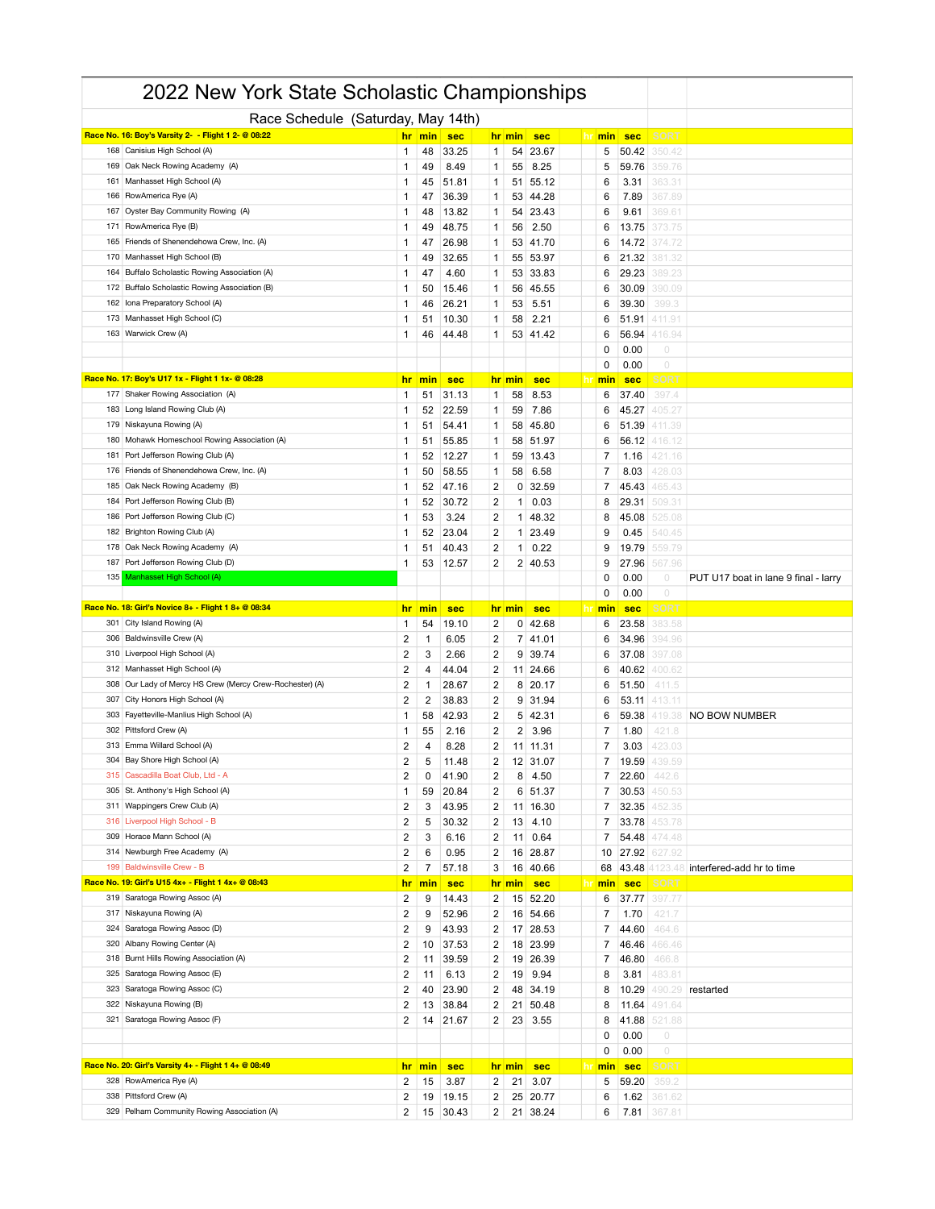# 2022 New York State Scholastic Championships

## Race Schedule (Saturday, May 14th)

| Race No. 16: Boy's Varsity 2- - Flight 1 2- @ 08:22 | | hr | min | sec | hr | min | sec | hr | min | sec | SORT | |
|---|---|---|---|---|---|---|---|---|---|---|---|---|
| 168 | Canisius High School (A) | 1 | 48 | 33.25 | 1 | 54 | 23.67 | | 5 | 50.42 | 350.42 | |
| 169 | Oak Neck Rowing Academy (A) | 1 | 49 | 8.49 | 1 | 55 | 8.25 | | 5 | 59.76 | 359.76 | |
| 161 | Manhasset High School (A) | 1 | 45 | 51.81 | 1 | 51 | 55.12 | | 6 | 3.31 | 363.31 | |
| 166 | RowAmerica Rye (A) | 1 | 47 | 36.39 | 1 | 53 | 44.28 | | 6 | 7.89 | 367.89 | |
| 167 | Oyster Bay Community Rowing (A) | 1 | 48 | 13.82 | 1 | 54 | 23.43 | | 6 | 9.61 | 369.61 | |
| 171 | RowAmerica Rye (B) | 1 | 49 | 48.75 | 1 | 56 | 2.50 | | 6 | 13.75 | 373.75 | |
| 165 | Friends of Shenendehowa Crew, Inc. (A) | 1 | 47 | 26.98 | 1 | 53 | 41.70 | | 6 | 14.72 | 374.72 | |
| 170 | Manhasset High School (B) | 1 | 49 | 32.65 | 1 | 55 | 53.97 | | 6 | 21.32 | 381.32 | |
| 164 | Buffalo Scholastic Rowing Association (A) | 1 | 47 | 4.60 | 1 | 53 | 33.83 | | 6 | 29.23 | 389.23 | |
| 172 | Buffalo Scholastic Rowing Association (B) | 1 | 50 | 15.46 | 1 | 56 | 45.55 | | 6 | 30.09 | 390.09 | |
| 162 | Iona Preparatory School (A) | 1 | 46 | 26.21 | 1 | 53 | 5.51 | | 6 | 39.30 | 399.3 | |
| 173 | Manhasset High School (C) | 1 | 51 | 10.30 | 1 | 58 | 2.21 | | 6 | 51.91 | 411.91 | |
| 163 | Warwick Crew (A) | 1 | 46 | 44.48 | 1 | 53 | 41.42 | | 6 | 56.94 | 416.94 | |
| | | | | | | | | | 0 | 0.00 | 0 | |
| | | | | | | | | | 0 | 0.00 | 0 | |
| **Race No. 17: Boy's U17 1x - Flight 1 1x- @ 08:28** | | **hr** | **min** | **sec** | **hr** | **min** | **sec** | **hr** | **min** | **sec** | **SORT** | |
| 177 | Shaker Rowing Association (A) | 1 | 51 | 31.13 | 1 | 58 | 8.53 | | 6 | 37.40 | 397.4 | |
| 183 | Long Island Rowing Club (A) | 1 | 52 | 22.59 | 1 | 59 | 7.86 | | 6 | 45.27 | 405.27 | |
| 179 | Niskayuna Rowing (A) | 1 | 51 | 54.41 | 1 | 58 | 45.80 | | 6 | 51.39 | 411.39 | |
| 180 | Mohawk Homeschool Rowing Association (A) | 1 | 51 | 55.85 | 1 | 58 | 51.97 | | 6 | 56.12 | 416.12 | |
| 181 | Port Jefferson Rowing Club (A) | 1 | 52 | 12.27 | 1 | 59 | 13.43 | | 7 | 1.16 | 421.16 | |
| 176 | Friends of Shenendehowa Crew, Inc. (A) | 1 | 50 | 58.55 | 1 | 58 | 6.58 | | 7 | 8.03 | 428.03 | |
| 185 | Oak Neck Rowing Academy (B) | 1 | 52 | 47.16 | 2 | 0 | 32.59 | | 7 | 45.43 | 465.43 | |
| 184 | Port Jefferson Rowing Club (B) | 1 | 52 | 30.72 | 2 | 1 | 0.03 | | 8 | 29.31 | 509.31 | |
| 186 | Port Jefferson Rowing Club (C) | 1 | 53 | 3.24 | 2 | 1 | 48.32 | | 8 | 45.08 | 525.08 | |
| 182 | Brighton Rowing Club (A) | 1 | 52 | 23.04 | 2 | 1 | 23.49 | | 9 | 0.45 | 540.45 | |
| 178 | Oak Neck Rowing Academy (A) | 1 | 51 | 40.43 | 2 | 1 | 0.22 | | 9 | 19.79 | 559.79 | |
| 187 | Port Jefferson Rowing Club (D) | 1 | 53 | 12.57 | 2 | 2 | 40.53 | | 9 | 27.96 | 567.96 | |
| 135 | Manhasset High School (A) | | | | | | | | 0 | 0.00 | 0 | PUT U17 boat in lane 9 final - larry |
| | | | | | | | | | 0 | 0.00 | 0 | |
| **Race No. 18: Girl's Novice 8+ - Flight 1 8+ @ 08:34** | | **hr** | **min** | **sec** | **hr** | **min** | **sec** | **hr** | **min** | **sec** | **SORT** | |
| 301 | City Island Rowing (A) | 1 | 54 | 19.10 | 2 | 0 | 42.68 | | 6 | 23.58 | 383.58 | |
| 306 | Baldwinsville Crew (A) | 2 | 1 | 6.05 | 2 | 7 | 41.01 | | 6 | 34.96 | 394.96 | |
| 310 | Liverpool High School (A) | 2 | 3 | 2.66 | 2 | 9 | 39.74 | | 6 | 37.08 | 397.08 | |
| 312 | Manhasset High School (A) | 2 | 4 | 44.04 | 2 | 11 | 24.66 | | 6 | 40.62 | 400.62 | |
| 308 | Our Lady of Mercy HS Crew (Mercy Crew-Rochester) (A) | 2 | 1 | 28.67 | 2 | 8 | 20.17 | | 6 | 51.50 | 411.5 | |
| 307 | City Honors High School (A) | 2 | 2 | 38.83 | 2 | 9 | 31.94 | | 6 | 53.11 | 413.11 | |
| 303 | Fayetteville-Manlius High School (A) | 1 | 58 | 42.93 | 2 | 5 | 42.31 | | 6 | 59.38 | 419.38 | NO BOW NUMBER |
| 302 | Pittsford Crew (A) | 1 | 55 | 2.16 | 2 | 2 | 3.96 | | 7 | 1.80 | 421.8 | |
| 313 | Emma Willard School (A) | 2 | 4 | 8.28 | 2 | 11 | 11.31 | | 7 | 3.03 | 423.03 | |
| 304 | Bay Shore High School (A) | 2 | 5 | 11.48 | 2 | 12 | 31.07 | | 7 | 19.59 | 439.59 | |
| 315 | Cascadilla Boat Club, Ltd - A | 2 | 0 | 41.90 | 2 | 8 | 4.50 | | 7 | 22.60 | 442.6 | |
| 305 | St. Anthony's High School (A) | 1 | 59 | 20.84 | 2 | 6 | 51.37 | | 7 | 30.53 | 450.53 | |
| 311 | Wappingers Crew Club (A) | 2 | 3 | 43.95 | 2 | 11 | 16.30 | | 7 | 32.35 | 452.35 | |
| 316 | Liverpool High School - B | 2 | 5 | 30.32 | 2 | 13 | 4.10 | | 7 | 33.78 | 453.78 | |
| 309 | Horace Mann School (A) | 2 | 3 | 6.16 | 2 | 11 | 0.64 | | 7 | 54.48 | 474.48 | |
| 314 | Newburgh Free Academy (A) | 2 | 6 | 0.95 | 2 | 16 | 28.87 | | 10 | 27.92 | 627.92 | |
| 199 | Baldwinsville Crew - B | 2 | 7 | 57.18 | 3 | 16 | 40.66 | | 68 | 43.48 | 4123.48 | interfered-add hr to time |
| **Race No. 19: Girl's U15 4x+ - Flight 1 4x+ @ 08:43** | | **hr** | **min** | **sec** | **hr** | **min** | **sec** | **hr** | **min** | **sec** | **SORT** | |
| 319 | Saratoga Rowing Assoc (A) | 2 | 9 | 14.43 | 2 | 15 | 52.20 | | 6 | 37.77 | 397.77 | |
| 317 | Niskayuna Rowing (A) | 2 | 9 | 52.96 | 2 | 16 | 54.66 | | 7 | 1.70 | 421.7 | |
| 324 | Saratoga Rowing Assoc (D) | 2 | 9 | 43.93 | 2 | 17 | 28.53 | | 7 | 44.60 | 464.6 | |
| 320 | Albany Rowing Center (A) | 2 | 10 | 37.53 | 2 | 18 | 23.99 | | 7 | 46.46 | 466.46 | |
| 318 | Burnt Hills Rowing Association (A) | 2 | 11 | 39.59 | 2 | 19 | 26.39 | | 7 | 46.80 | 466.8 | |
| 325 | Saratoga Rowing Assoc (E) | 2 | 11 | 6.13 | 2 | 19 | 9.94 | | 8 | 3.81 | 483.81 | |
| 323 | Saratoga Rowing Assoc (C) | 2 | 40 | 23.90 | 2 | 48 | 34.19 | | 8 | 10.29 | 490.29 | restarted |
| 322 | Niskayuna Rowing (B) | 2 | 13 | 38.84 | 2 | 21 | 50.48 | | 8 | 11.64 | 491.64 | |
| 321 | Saratoga Rowing Assoc (F) | 2 | 14 | 21.67 | 2 | 23 | 3.55 | | 8 | 41.88 | 521.88 | |
| | | | | | | | | | 0 | 0.00 | 0 | |
| | | | | | | | | | 0 | 0.00 | 0 | |
| **Race No. 20: Girl's Varsity 4+ - Flight 1 4+ @ 08:49** | | **hr** | **min** | **sec** | **hr** | **min** | **sec** | **hr** | **min** | **sec** | **SORT** | |
| 328 | RowAmerica Rye (A) | 2 | 15 | 3.87 | 2 | 21 | 3.07 | | 5 | 59.20 | 359.2 | |
| 338 | Pittsford Crew (A) | 2 | 19 | 19.15 | 2 | 25 | 20.77 | | 6 | 1.62 | 361.62 | |
| 329 | Pelham Community Rowing Association (A) | 2 | 15 | 30.43 | 2 | 21 | 38.24 | | 6 | 7.81 | 367.81 | |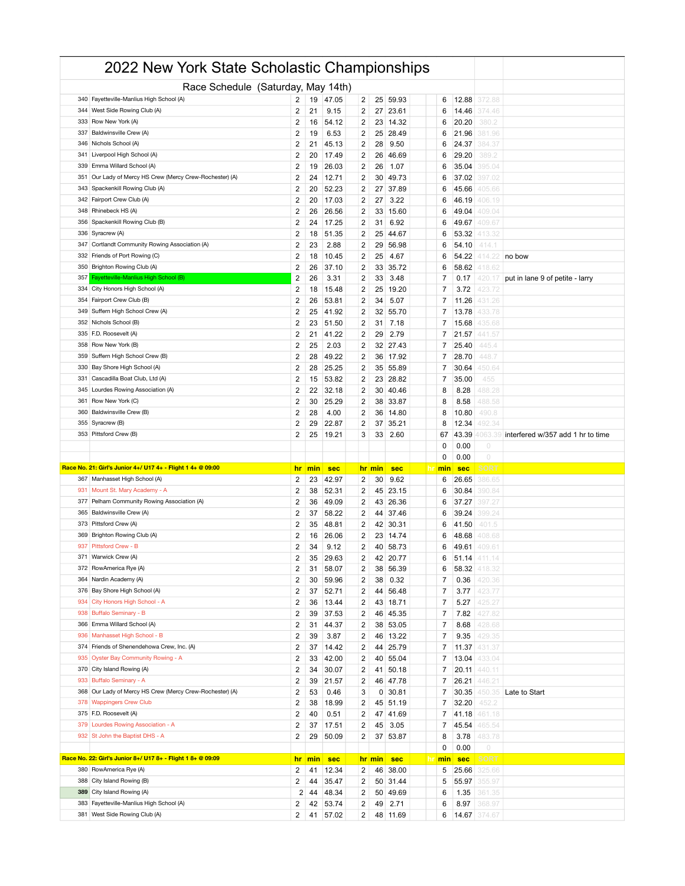# 2022 New York State Scholastic Championships

## Race Schedule (Saturday, May 14th)

| # | Crew | hr | min | sec | hr | min | sec | hr | min | sec | SORT | Notes |
|---|---|---|---|---|---|---|---|---|---|---|---|---|
| 340 | Fayetteville-Manlius High School (A) | 2 | 19 | 47.05 | 2 | 25 | 59.93 | | 6 | 12.88 | 372.88 | |
| 344 | West Side Rowing Club (A) | 2 | 21 | 9.15 | 2 | 27 | 23.61 | | 6 | 14.46 | 374.46 | |
| 333 | Row New York (A) | 2 | 16 | 54.12 | 2 | 23 | 14.32 | | 6 | 20.20 | 380.2 | |
| 337 | Baldwinsville Crew (A) | 2 | 19 | 6.53 | 2 | 25 | 28.49 | | 6 | 21.96 | 381.96 | |
| 346 | Nichols School (A) | 2 | 21 | 45.13 | 2 | 28 | 9.50 | | 6 | 24.37 | 384.37 | |
| 341 | Liverpool High School (A) | 2 | 20 | 17.49 | 2 | 26 | 46.69 | | 6 | 29.20 | 389.2 | |
| 339 | Emma Willard School (A) | 2 | 19 | 26.03 | 2 | 26 | 1.07 | | 6 | 35.04 | 395.04 | |
| 351 | Our Lady of Mercy HS Crew (Mercy Crew-Rochester) (A) | 2 | 24 | 12.71 | 2 | 30 | 49.73 | | 6 | 37.02 | 397.02 | |
| 343 | Spackenkill Rowing Club (A) | 2 | 20 | 52.23 | 2 | 27 | 37.89 | | 6 | 45.66 | 405.66 | |
| 342 | Fairport Crew Club (A) | 2 | 20 | 17.03 | 2 | 27 | 3.22 | | 6 | 46.19 | 406.19 | |
| 348 | Rhinebeck HS (A) | 2 | 26 | 26.56 | 2 | 33 | 15.60 | | 6 | 49.04 | 409.04 | |
| 356 | Spackenkill Rowing Club (B) | 2 | 24 | 17.25 | 2 | 31 | 6.92 | | 6 | 49.67 | 409.67 | |
| 336 | Syracrew (A) | 2 | 18 | 51.35 | 2 | 25 | 44.67 | | 6 | 53.32 | 413.32 | |
| 347 | Cortlandt Community Rowing Association (A) | 2 | 23 | 2.88 | 2 | 29 | 56.98 | | 6 | 54.10 | 414.1 | |
| 332 | Friends of Port Rowing (C) | 2 | 18 | 10.45 | 2 | 25 | 4.67 | | 6 | 54.22 | 414.22 | no bow |
| 350 | Brighton Rowing Club (A) | 2 | 26 | 37.10 | 2 | 33 | 35.72 | | 6 | 58.62 | 418.62 | |
| 357 | Fayetteville-Manlius High School (B) | 2 | 26 | 3.31 | 2 | 33 | 3.48 | | 7 | 0.17 | 420.17 | put in lane 9 of petite - larry |
| 334 | City Honors High School (A) | 2 | 18 | 15.48 | 2 | 25 | 19.20 | | 7 | 3.72 | 423.72 | |
| 354 | Fairport Crew Club (B) | 2 | 26 | 53.81 | 2 | 34 | 5.07 | | 7 | 11.26 | 431.26 | |
| 349 | Suffern High School Crew (A) | 2 | 25 | 41.92 | 2 | 32 | 55.70 | | 7 | 13.78 | 433.78 | |
| 352 | Nichols School (B) | 2 | 23 | 51.50 | 2 | 31 | 7.18 | | 7 | 15.68 | 435.68 | |
| 335 | F.D. Roosevelt (A) | 2 | 21 | 41.22 | 2 | 29 | 2.79 | | 7 | 21.57 | 441.57 | |
| 358 | Row New York (B) | 2 | 25 | 2.03 | 2 | 32 | 27.43 | | 7 | 25.40 | 445.4 | |
| 359 | Suffern High School Crew (B) | 2 | 28 | 49.22 | 2 | 36 | 17.92 | | 7 | 28.70 | 448.7 | |
| 330 | Bay Shore High School (A) | 2 | 28 | 25.25 | 2 | 35 | 55.89 | | 7 | 30.64 | 450.64 | |
| 331 | Cascadilla Boat Club, Ltd (A) | 2 | 15 | 53.82 | 2 | 23 | 28.82 | | 7 | 35.00 | 455 | |
| 345 | Lourdes Rowing Association (A) | 2 | 22 | 32.18 | 2 | 30 | 40.46 | | 8 | 8.28 | 488.28 | |
| 361 | Row New York (C) | 2 | 30 | 25.29 | 2 | 38 | 33.87 | | 8 | 8.58 | 488.58 | |
| 360 | Baldwinsville Crew (B) | 2 | 28 | 4.00 | 2 | 36 | 14.80 | | 8 | 10.80 | 490.8 | |
| 355 | Syracrew (B) | 2 | 29 | 22.87 | 2 | 37 | 35.21 | | 8 | 12.34 | 492.34 | |
| 353 | Pittsford Crew (B) | 2 | 25 | 19.21 | 3 | 33 | 2.60 | | 67 | 43.39 | 4063.39 | interfered w/357 add 1 hr to time |
| | | | | | | | | | 0 | 0.00 | 0 | |
| | | | | | | | | | 0 | 0.00 | 0 | |
| **Race No. 21: Girl's Junior 4+/ U17 4+ - Flight 1 4+ @ 09:00** | | **hr** | **min** | **sec** | **hr** | **min** | **sec** | **hr** | **min** | **sec** | **SORT** | |
| 367 | Manhasset High School (A) | 2 | 23 | 42.97 | 2 | 30 | 9.62 | | 6 | 26.65 | 386.65 | |
| 931 | Mount St. Mary Academy - A | 2 | 38 | 52.31 | 2 | 45 | 23.15 | | 6 | 30.84 | 390.84 | |
| 377 | Pelham Community Rowing Association (A) | 2 | 36 | 49.09 | 2 | 43 | 26.36 | | 6 | 37.27 | 397.27 | |
| 365 | Baldwinsville Crew (A) | 2 | 37 | 58.22 | 2 | 44 | 37.46 | | 6 | 39.24 | 399.24 | |
| 373 | Pittsford Crew (A) | 2 | 35 | 48.81 | 2 | 42 | 30.31 | | 6 | 41.50 | 401.5 | |
| 369 | Brighton Rowing Club (A) | 2 | 16 | 26.06 | 2 | 23 | 14.74 | | 6 | 48.68 | 408.68 | |
| 937 | Pittsford Crew - B | 2 | 34 | 9.12 | 2 | 40 | 58.73 | | 6 | 49.61 | 409.61 | |
| 371 | Warwick Crew (A) | 2 | 35 | 29.63 | 2 | 42 | 20.77 | | 6 | 51.14 | 411.14 | |
| 372 | RowAmerica Rye (A) | 2 | 31 | 58.07 | 2 | 38 | 56.39 | | 6 | 58.32 | 418.32 | |
| 364 | Nardin Academy (A) | 2 | 30 | 59.96 | 2 | 38 | 0.32 | | 7 | 0.36 | 420.36 | |
| 376 | Bay Shore High School (A) | 2 | 37 | 52.71 | 2 | 44 | 56.48 | | 7 | 3.77 | 423.77 | |
| 934 | City Honors High School - A | 2 | 36 | 13.44 | 2 | 43 | 18.71 | | 7 | 5.27 | 425.27 | |
| 938 | Buffalo Seminary - B | 2 | 39 | 37.53 | 2 | 46 | 45.35 | | 7 | 7.82 | 427.82 | |
| 366 | Emma Willard School (A) | 2 | 31 | 44.37 | 2 | 38 | 53.05 | | 7 | 8.68 | 428.68 | |
| 936 | Manhasset High School - B | 2 | 39 | 3.87 | 2 | 46 | 13.22 | | 7 | 9.35 | 429.35 | |
| 374 | Friends of Shenendehowa Crew, Inc. (A) | 2 | 37 | 14.42 | 2 | 44 | 25.79 | | 7 | 11.37 | 431.37 | |
| 935 | Oyster Bay Community Rowing - A | 2 | 33 | 42.00 | 2 | 40 | 55.04 | | 7 | 13.04 | 433.04 | |
| 370 | City Island Rowing (A) | 2 | 34 | 30.07 | 2 | 41 | 50.18 | | 7 | 20.11 | 440.11 | |
| 933 | Buffalo Seminary - A | 2 | 39 | 21.57 | 2 | 46 | 47.78 | | 7 | 26.21 | 446.21 | |
| 368 | Our Lady of Mercy HS Crew (Mercy Crew-Rochester) (A) | 2 | 53 | 0.46 | 3 | 0 | 30.81 | | 7 | 30.35 | 450.35 | Late to Start |
| 378 | Wappingers Crew Club | 2 | 38 | 18.99 | 2 | 45 | 51.19 | | 7 | 32.20 | 452.2 | |
| 375 | F.D. Roosevelt (A) | 2 | 40 | 0.51 | 2 | 47 | 41.69 | | 7 | 41.18 | 461.18 | |
| 379 | Lourdes Rowing Association - A | 2 | 37 | 17.51 | 2 | 45 | 3.05 | | 7 | 45.54 | 465.54 | |
| 932 | St John the Baptist DHS - A | 2 | 29 | 50.09 | 2 | 37 | 53.87 | | 8 | 3.78 | 483.78 | |
| | | | | | | | | | 0 | 0.00 | 0 | |
| **Race No. 22: Girl's Junior 8+/ U17 8+ - Flight 1 8+ @ 09:09** | | **hr** | **min** | **sec** | **hr** | **min** | **sec** | **hr** | **min** | **sec** | **SORT** | |
| 380 | RowAmerica Rye (A) | 2 | 41 | 12.34 | 2 | 46 | 38.00 | | 5 | 25.66 | 325.66 | |
| 388 | City Island Rowing (B) | 2 | 44 | 35.47 | 2 | 50 | 31.44 | | 5 | 55.97 | 355.97 | |
| 389 | City Island Rowing (A) | 2 | 44 | 48.34 | 2 | 50 | 49.69 | | 6 | 1.35 | 361.35 | |
| 383 | Fayetteville-Manlius High School (A) | 2 | 42 | 53.74 | 2 | 49 | 2.71 | | 6 | 8.97 | 368.97 | |
| 381 | West Side Rowing Club (A) | 2 | 41 | 57.02 | 2 | 48 | 11.69 | | 6 | 14.67 | 374.67 | |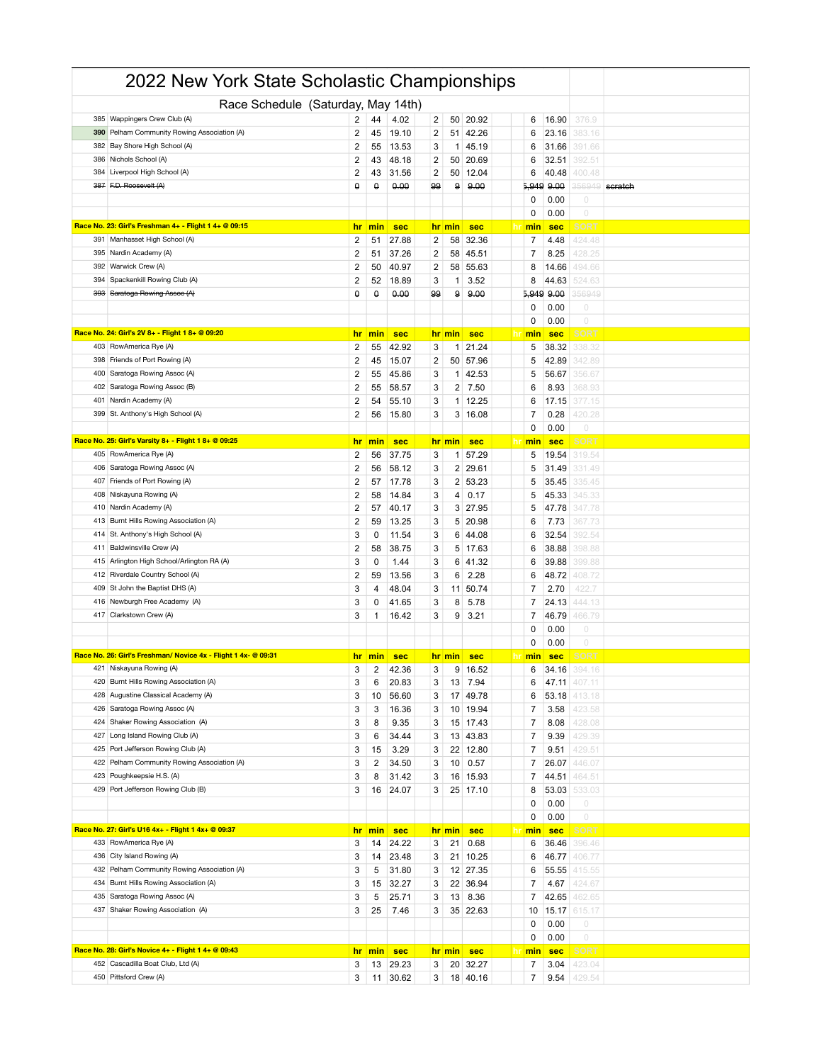# 2022 New York State Scholastic Championships

## Race Schedule (Saturday, May 14th)

| # | Crew | hr | min | sec | hr | min | sec | hr | min | sec | SORT | |
|---|---|---|---|---|---|---|---|---|---|---|---|---|
| 385 | Wappingers Crew Club (A) | 2 | 44 | 4.02 | 2 | 50 | 20.92 | | 6 | 16.90 | 376.9 | |
| 390 | Pelham Community Rowing Association (A) | 2 | 45 | 19.10 | 2 | 51 | 42.26 | | 6 | 23.16 | 383.16 | |
| 382 | Bay Shore High School (A) | 2 | 55 | 13.53 | 3 | 1 | 45.19 | | 6 | 31.66 | 391.66 | |
| 386 | Nichols School (A) | 2 | 43 | 48.18 | 2 | 50 | 20.69 | | 6 | 32.51 | 392.51 | |
| 384 | Liverpool High School (A) | 2 | 43 | 31.56 | 2 | 50 | 12.04 | | 6 | 40.48 | 400.48 | |
| ~~387~~ | ~~F.D. Roosevelt (A)~~ | ~~0~~ | ~~0~~ | ~~0.00~~ | ~~99~~ | ~~9~~ | ~~9.00~~ | | ~~5,949~~ | ~~9.00~~ | 356949 | scratch |
| | | | | | | | | | 0 | 0.00 | 0 | |
| | | | | | | | | | 0 | 0.00 | 0 | |
| **Race No. 23: Girl's Freshman 4+ - Flight 1 4+ @ 09:15** | | **hr** | **min** | **sec** | **hr** | **min** | **sec** | **hr** | **min** | **sec** | **SORT** | |
| 391 | Manhasset High School (A) | 2 | 51 | 27.88 | 2 | 58 | 32.36 | | 7 | 4.48 | 424.48 | |
| 395 | Nardin Academy (A) | 2 | 51 | 37.26 | 2 | 58 | 45.51 | | 7 | 8.25 | 428.25 | |
| 392 | Warwick Crew (A) | 2 | 50 | 40.97 | 2 | 58 | 55.63 | | 8 | 14.66 | 494.66 | |
| 394 | Spackenkill Rowing Club (A) | 2 | 52 | 18.89 | 3 | 1 | 3.52 | | 8 | 44.63 | 524.63 | |
| ~~393~~ | ~~Saratoga Rowing Assoc (A)~~ | ~~0~~ | ~~0~~ | ~~0.00~~ | ~~99~~ | ~~9~~ | ~~9.00~~ | | ~~5,949~~ | ~~9.00~~ | 356949 | |
| | | | | | | | | | 0 | 0.00 | 0 | |
| | | | | | | | | | 0 | 0.00 | 0 | |
| **Race No. 24: Girl's 2V 8+ - Flight 1 8+ @ 09:20** | | **hr** | **min** | **sec** | **hr** | **min** | **sec** | **hr** | **min** | **sec** | **SORT** | |
| 403 | RowAmerica Rye (A) | 2 | 55 | 42.92 | 3 | 1 | 21.24 | | 5 | 38.32 | 338.32 | |
| 398 | Friends of Port Rowing (A) | 2 | 45 | 15.07 | 2 | 50 | 57.96 | | 5 | 42.89 | 342.89 | |
| 400 | Saratoga Rowing Assoc (A) | 2 | 55 | 45.86 | 3 | 1 | 42.53 | | 5 | 56.67 | 356.67 | |
| 402 | Saratoga Rowing Assoc (B) | 2 | 55 | 58.57 | 3 | 2 | 7.50 | | 6 | 8.93 | 368.93 | |
| 401 | Nardin Academy (A) | 2 | 54 | 55.10 | 3 | 1 | 12.25 | | 6 | 17.15 | 377.15 | |
| 399 | St. Anthony's High School (A) | 2 | 56 | 15.80 | 3 | 3 | 16.08 | | 7 | 0.28 | 420.28 | |
| | | | | | | | | | 0 | 0.00 | 0 | |
| **Race No. 25: Girl's Varsity 8+ - Flight 1 8+ @ 09:25** | | **hr** | **min** | **sec** | **hr** | **min** | **sec** | **hr** | **min** | **sec** | **SORT** | |
| 405 | RowAmerica Rye (A) | 2 | 56 | 37.75 | 3 | 1 | 57.29 | | 5 | 19.54 | 319.54 | |
| 406 | Saratoga Rowing Assoc (A) | 2 | 56 | 58.12 | 3 | 2 | 29.61 | | 5 | 31.49 | 331.49 | |
| 407 | Friends of Port Rowing (A) | 2 | 57 | 17.78 | 3 | 2 | 53.23 | | 5 | 35.45 | 335.45 | |
| 408 | Niskayuna Rowing (A) | 2 | 58 | 14.84 | 3 | 4 | 0.17 | | 5 | 45.33 | 345.33 | |
| 410 | Nardin Academy (A) | 2 | 57 | 40.17 | 3 | 3 | 27.95 | | 5 | 47.78 | 347.78 | |
| 413 | Burnt Hills Rowing Association (A) | 2 | 59 | 13.25 | 3 | 5 | 20.98 | | 6 | 7.73 | 367.73 | |
| 414 | St. Anthony's High School (A) | 3 | 0 | 11.54 | 3 | 6 | 44.08 | | 6 | 32.54 | 392.54 | |
| 411 | Baldwinsville Crew (A) | 2 | 58 | 38.75 | 3 | 5 | 17.63 | | 6 | 38.88 | 398.88 | |
| 415 | Arlington High School/Arlington RA (A) | 3 | 0 | 1.44 | 3 | 6 | 41.32 | | 6 | 39.88 | 399.88 | |
| 412 | Riverdale Country School (A) | 2 | 59 | 13.56 | 3 | 6 | 2.28 | | 6 | 48.72 | 408.72 | |
| 409 | St John the Baptist DHS (A) | 3 | 4 | 48.04 | 3 | 11 | 50.74 | | 7 | 2.70 | 422.7 | |
| 416 | Newburgh Free Academy (A) | 3 | 0 | 41.65 | 3 | 8 | 5.78 | | 7 | 24.13 | 444.13 | |
| 417 | Clarkstown Crew (A) | 3 | 1 | 16.42 | 3 | 9 | 3.21 | | 7 | 46.79 | 466.79 | |
| | | | | | | | | | 0 | 0.00 | 0 | |
| | | | | | | | | | 0 | 0.00 | 0 | |
| **Race No. 26: Girl's Freshman/ Novice 4x - Flight 1 4x- @ 09:31** | | **hr** | **min** | **sec** | **hr** | **min** | **sec** | **hr** | **min** | **sec** | **SORT** | |
| 421 | Niskayuna Rowing (A) | 3 | 2 | 42.36 | 3 | 9 | 16.52 | | 6 | 34.16 | 394.16 | |
| 420 | Burnt Hills Rowing Association (A) | 3 | 6 | 20.83 | 3 | 13 | 7.94 | | 6 | 47.11 | 407.11 | |
| 428 | Augustine Classical Academy (A) | 3 | 10 | 56.60 | 3 | 17 | 49.78 | | 6 | 53.18 | 413.18 | |
| 426 | Saratoga Rowing Assoc (A) | 3 | 3 | 16.36 | 3 | 10 | 19.94 | | 7 | 3.58 | 423.58 | |
| 424 | Shaker Rowing Association (A) | 3 | 8 | 9.35 | 3 | 15 | 17.43 | | 7 | 8.08 | 428.08 | |
| 427 | Long Island Rowing Club (A) | 3 | 6 | 34.44 | 3 | 13 | 43.83 | | 7 | 9.39 | 429.39 | |
| 425 | Port Jefferson Rowing Club (A) | 3 | 15 | 3.29 | 3 | 22 | 12.80 | | 7 | 9.51 | 429.51 | |
| 422 | Pelham Community Rowing Association (A) | 3 | 2 | 34.50 | 3 | 10 | 0.57 | | 7 | 26.07 | 446.07 | |
| 423 | Poughkeepsie H.S. (A) | 3 | 8 | 31.42 | 3 | 16 | 15.93 | | 7 | 44.51 | 464.51 | |
| 429 | Port Jefferson Rowing Club (B) | 3 | 16 | 24.07 | 3 | 25 | 17.10 | | 8 | 53.03 | 533.03 | |
| | | | | | | | | | 0 | 0.00 | 0 | |
| | | | | | | | | | 0 | 0.00 | 0 | |
| **Race No. 27: Girl's U16 4x+ - Flight 1 4x+ @ 09:37** | | **hr** | **min** | **sec** | **hr** | **min** | **sec** | **hr** | **min** | **sec** | **SORT** | |
| 433 | RowAmerica Rye (A) | 3 | 14 | 24.22 | 3 | 21 | 0.68 | | 6 | 36.46 | 396.46 | |
| 436 | City Island Rowing (A) | 3 | 14 | 23.48 | 3 | 21 | 10.25 | | 6 | 46.77 | 406.77 | |
| 432 | Pelham Community Rowing Association (A) | 3 | 5 | 31.80 | 3 | 12 | 27.35 | | 6 | 55.55 | 415.55 | |
| 434 | Burnt Hills Rowing Association (A) | 3 | 15 | 32.27 | 3 | 22 | 36.94 | | 7 | 4.67 | 424.67 | |
| 435 | Saratoga Rowing Assoc (A) | 3 | 5 | 25.71 | 3 | 13 | 8.36 | | 7 | 42.65 | 462.65 | |
| 437 | Shaker Rowing Association (A) | 3 | 25 | 7.46 | 3 | 35 | 22.63 | | 10 | 15.17 | 615.17 | |
| | | | | | | | | | 0 | 0.00 | 0 | |
| | | | | | | | | | 0 | 0.00 | 0 | |
| **Race No. 28: Girl's Novice 4+ - Flight 1 4+ @ 09:43** | | **hr** | **min** | **sec** | **hr** | **min** | **sec** | **hr** | **min** | **sec** | **SORT** | |
| 452 | Cascadilla Boat Club, Ltd (A) | 3 | 13 | 29.23 | 3 | 20 | 32.27 | | 7 | 3.04 | 423.04 | |
| 450 | Pittsford Crew (A) | 3 | 11 | 30.62 | 3 | 18 | 40.16 | | 7 | 9.54 | 429.54 | |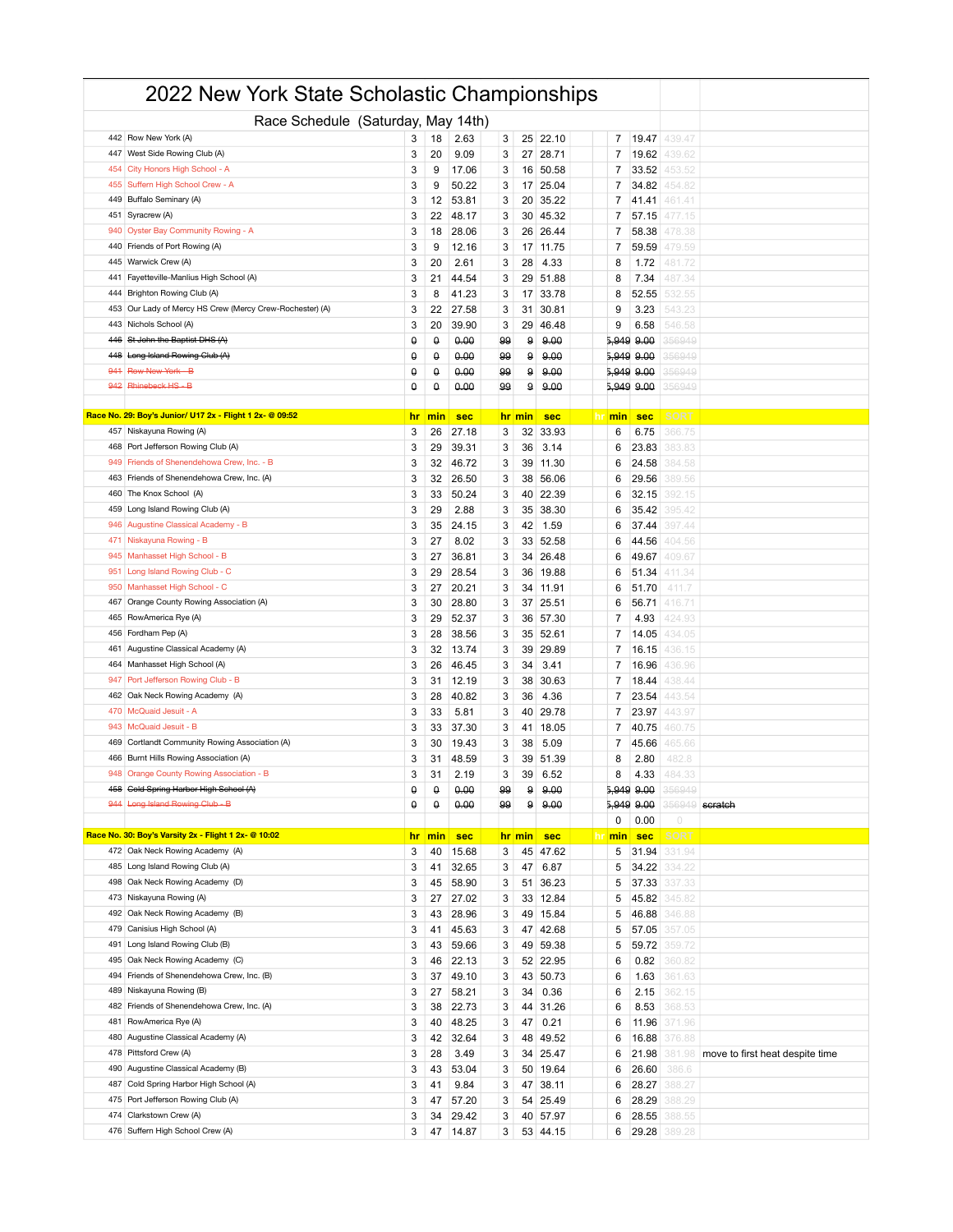# 2022 New York State Scholastic Championships

## Race Schedule (Saturday, May 14th)

| | | hr | min | sec | hr | min | sec | hr | min | sec | SORT | |
|---|---|---|---|---|---|---|---|---|---|---|---|---|
| 442 | Row New York (A) | 3 | 18 | 2.63 | 3 | 25 | 22.10 | | 7 | 19.47 | 439.47 | |
| 447 | West Side Rowing Club (A) | 3 | 20 | 9.09 | 3 | 27 | 28.71 | | 7 | 19.62 | 439.62 | |
| 454 | City Honors High School - A | 3 | 9 | 17.06 | 3 | 16 | 50.58 | | 7 | 33.52 | 453.52 | |
| 455 | Suffern High School Crew - A | 3 | 9 | 50.22 | 3 | 17 | 25.04 | | 7 | 34.82 | 454.82 | |
| 449 | Buffalo Seminary (A) | 3 | 12 | 53.81 | 3 | 20 | 35.22 | | 7 | 41.41 | 461.41 | |
| 451 | Syracrew (A) | 3 | 22 | 48.17 | 3 | 30 | 45.32 | | 7 | 57.15 | 477.15 | |
| 940 | Oyster Bay Community Rowing - A | 3 | 18 | 28.06 | 3 | 26 | 26.44 | | 7 | 58.38 | 478.38 | |
| 440 | Friends of Port Rowing (A) | 3 | 9 | 12.16 | 3 | 17 | 11.75 | | 7 | 59.59 | 479.59 | |
| 445 | Warwick Crew (A) | 3 | 20 | 2.61 | 3 | 28 | 4.33 | | 8 | 1.72 | 481.72 | |
| 441 | Fayetteville-Manlius High School (A) | 3 | 21 | 44.54 | 3 | 29 | 51.88 | | 8 | 7.34 | 487.34 | |
| 444 | Brighton Rowing Club (A) | 3 | 8 | 41.23 | 3 | 17 | 33.78 | | 8 | 52.55 | 532.55 | |
| 453 | Our Lady of Mercy HS Crew (Mercy Crew-Rochester) (A) | 3 | 22 | 27.58 | 3 | 31 | 30.81 | | 9 | 3.23 | 543.23 | |
| 443 | Nichols School (A) | 3 | 20 | 39.90 | 3 | 29 | 46.48 | | 9 | 6.58 | 546.58 | |
| ~~446~~ | ~~St John the Baptist DHS (A)~~ | ~~0~~ | ~~0~~ | ~~0.00~~ | ~~99~~ | ~~9~~ | ~~9.00~~ | | ~~5,949~~ | ~~9.00~~ | 356949 | |
| ~~448~~ | ~~Long Island Rowing Club (A)~~ | ~~0~~ | ~~0~~ | ~~0.00~~ | ~~99~~ | ~~9~~ | ~~9.00~~ | | ~~5,949~~ | ~~9.00~~ | 356949 | |
| ~~941~~ | ~~Row New York - B~~ | ~~0~~ | ~~0~~ | ~~0.00~~ | ~~99~~ | ~~9~~ | ~~9.00~~ | | ~~5,949~~ | ~~9.00~~ | 356949 | |
| ~~942~~ | ~~Rhinebeck HS - B~~ | ~~0~~ | ~~0~~ | ~~0.00~~ | ~~99~~ | ~~9~~ | ~~9.00~~ | | ~~5,949~~ | ~~9.00~~ | 356949 | |
| | | | | | | | | | | | | |
| **Race No. 29: Boy's Junior/ U17 2x - Flight 1 2x- @ 09:52** | | **hr** | **min** | **sec** | **hr** | **min** | **sec** | **hr** | **min** | **sec** | **SORT** | |
| 457 | Niskayuna Rowing (A) | 3 | 26 | 27.18 | 3 | 32 | 33.93 | | 6 | 6.75 | 366.75 | |
| 468 | Port Jefferson Rowing Club (A) | 3 | 29 | 39.31 | 3 | 36 | 3.14 | | 6 | 23.83 | 383.83 | |
| 949 | Friends of Shenendehowa Crew, Inc. - B | 3 | 32 | 46.72 | 3 | 39 | 11.30 | | 6 | 24.58 | 384.58 | |
| 463 | Friends of Shenendehowa Crew, Inc. (A) | 3 | 32 | 26.50 | 3 | 38 | 56.06 | | 6 | 29.56 | 389.56 | |
| 460 | The Knox School (A) | 3 | 33 | 50.24 | 3 | 40 | 22.39 | | 6 | 32.15 | 392.15 | |
| 459 | Long Island Rowing Club (A) | 3 | 29 | 2.88 | 3 | 35 | 38.30 | | 6 | 35.42 | 395.42 | |
| 946 | Augustine Classical Academy - B | 3 | 35 | 24.15 | 3 | 42 | 1.59 | | 6 | 37.44 | 397.44 | |
| 471 | Niskayuna Rowing - B | 3 | 27 | 8.02 | 3 | 33 | 52.58 | | 6 | 44.56 | 404.56 | |
| 945 | Manhasset High School - B | 3 | 27 | 36.81 | 3 | 34 | 26.48 | | 6 | 49.67 | 409.67 | |
| 951 | Long Island Rowing Club - C | 3 | 29 | 28.54 | 3 | 36 | 19.88 | | 6 | 51.34 | 411.34 | |
| 950 | Manhasset High School - C | 3 | 27 | 20.21 | 3 | 34 | 11.91 | | 6 | 51.70 | 411.7 | |
| 467 | Orange County Rowing Association (A) | 3 | 30 | 28.80 | 3 | 37 | 25.51 | | 6 | 56.71 | 416.71 | |
| 465 | RowAmerica Rye (A) | 3 | 29 | 52.37 | 3 | 36 | 57.30 | | 7 | 4.93 | 424.93 | |
| 456 | Fordham Pep (A) | 3 | 28 | 38.56 | 3 | 35 | 52.61 | | 7 | 14.05 | 434.05 | |
| 461 | Augustine Classical Academy (A) | 3 | 32 | 13.74 | 3 | 39 | 29.89 | | 7 | 16.15 | 436.15 | |
| 464 | Manhasset High School (A) | 3 | 26 | 46.45 | 3 | 34 | 3.41 | | 7 | 16.96 | 436.96 | |
| 947 | Port Jefferson Rowing Club - B | 3 | 31 | 12.19 | 3 | 38 | 30.63 | | 7 | 18.44 | 438.44 | |
| 462 | Oak Neck Rowing Academy (A) | 3 | 28 | 40.82 | 3 | 36 | 4.36 | | 7 | 23.54 | 443.54 | |
| 470 | McQuaid Jesuit - A | 3 | 33 | 5.81 | 3 | 40 | 29.78 | | 7 | 23.97 | 443.97 | |
| 943 | McQuaid Jesuit - B | 3 | 33 | 37.30 | 3 | 41 | 18.05 | | 7 | 40.75 | 460.75 | |
| 469 | Cortlandt Community Rowing Association (A) | 3 | 30 | 19.43 | 3 | 38 | 5.09 | | 7 | 45.66 | 465.66 | |
| 466 | Burnt Hills Rowing Association (A) | 3 | 31 | 48.59 | 3 | 39 | 51.39 | | 8 | 2.80 | 482.8 | |
| 948 | Orange County Rowing Association - B | 3 | 31 | 2.19 | 3 | 39 | 6.52 | | 8 | 4.33 | 484.33 | |
| ~~458~~ | ~~Cold Spring Harbor High School (A)~~ | ~~0~~ | ~~0~~ | ~~0.00~~ | ~~99~~ | ~~9~~ | ~~9.00~~ | | ~~5,949~~ | ~~9.00~~ | 356949 | |
| ~~944~~ | ~~Long Island Rowing Club - B~~ | ~~0~~ | ~~0~~ | ~~0.00~~ | ~~99~~ | ~~9~~ | ~~9.00~~ | | ~~5,949~~ | ~~9.00~~ | 356949 | ~~scratch~~ |
| | | | | | | | | | 0 | 0.00 | 0 | |
| **Race No. 30: Boy's Varsity 2x - Flight 1 2x- @ 10:02** | | **hr** | **min** | **sec** | **hr** | **min** | **sec** | **hr** | **min** | **sec** | **SORT** | |
| 472 | Oak Neck Rowing Academy (A) | 3 | 40 | 15.68 | 3 | 45 | 47.62 | | 5 | 31.94 | 331.94 | |
| 485 | Long Island Rowing Club (A) | 3 | 41 | 32.65 | 3 | 47 | 6.87 | | 5 | 34.22 | 334.22 | |
| 498 | Oak Neck Rowing Academy (D) | 3 | 45 | 58.90 | 3 | 51 | 36.23 | | 5 | 37.33 | 337.33 | |
| 473 | Niskayuna Rowing (A) | 3 | 27 | 27.02 | 3 | 33 | 12.84 | | 5 | 45.82 | 345.82 | |
| 492 | Oak Neck Rowing Academy (B) | 3 | 43 | 28.96 | 3 | 49 | 15.84 | | 5 | 46.88 | 346.88 | |
| 479 | Canisius High School (A) | 3 | 41 | 45.63 | 3 | 47 | 42.68 | | 5 | 57.05 | 357.05 | |
| 491 | Long Island Rowing Club (B) | 3 | 43 | 59.66 | 3 | 49 | 59.38 | | 5 | 59.72 | 359.72 | |
| 495 | Oak Neck Rowing Academy (C) | 3 | 46 | 22.13 | 3 | 52 | 22.95 | | 6 | 0.82 | 360.82 | |
| 494 | Friends of Shenendehowa Crew, Inc. (B) | 3 | 37 | 49.10 | 3 | 43 | 50.73 | | 6 | 1.63 | 361.63 | |
| 489 | Niskayuna Rowing (B) | 3 | 27 | 58.21 | 3 | 34 | 0.36 | | 6 | 2.15 | 362.15 | |
| 482 | Friends of Shenendehowa Crew, Inc. (A) | 3 | 38 | 22.73 | 3 | 44 | 31.26 | | 6 | 8.53 | 368.53 | |
| 481 | RowAmerica Rye (A) | 3 | 40 | 48.25 | 3 | 47 | 0.21 | | 6 | 11.96 | 371.96 | |
| 480 | Augustine Classical Academy (A) | 3 | 42 | 32.64 | 3 | 48 | 49.52 | | 6 | 16.88 | 376.88 | |
| 478 | Pittsford Crew (A) | 3 | 28 | 3.49 | 3 | 34 | 25.47 | | 6 | 21.98 | 381.98 | move to first heat despite time |
| 490 | Augustine Classical Academy (B) | 3 | 43 | 53.04 | 3 | 50 | 19.64 | | 6 | 26.60 | 386.6 | |
| 487 | Cold Spring Harbor High School (A) | 3 | 41 | 9.84 | 3 | 47 | 38.11 | | 6 | 28.27 | 388.27 | |
| 475 | Port Jefferson Rowing Club (A) | 3 | 47 | 57.20 | 3 | 54 | 25.49 | | 6 | 28.29 | 388.29 | |
| 474 | Clarkstown Crew (A) | 3 | 34 | 29.42 | 3 | 40 | 57.97 | | 6 | 28.55 | 388.55 | |
| 476 | Suffern High School Crew (A) | 3 | 47 | 14.87 | 3 | 53 | 44.15 | | 6 | 29.28 | 389.28 | |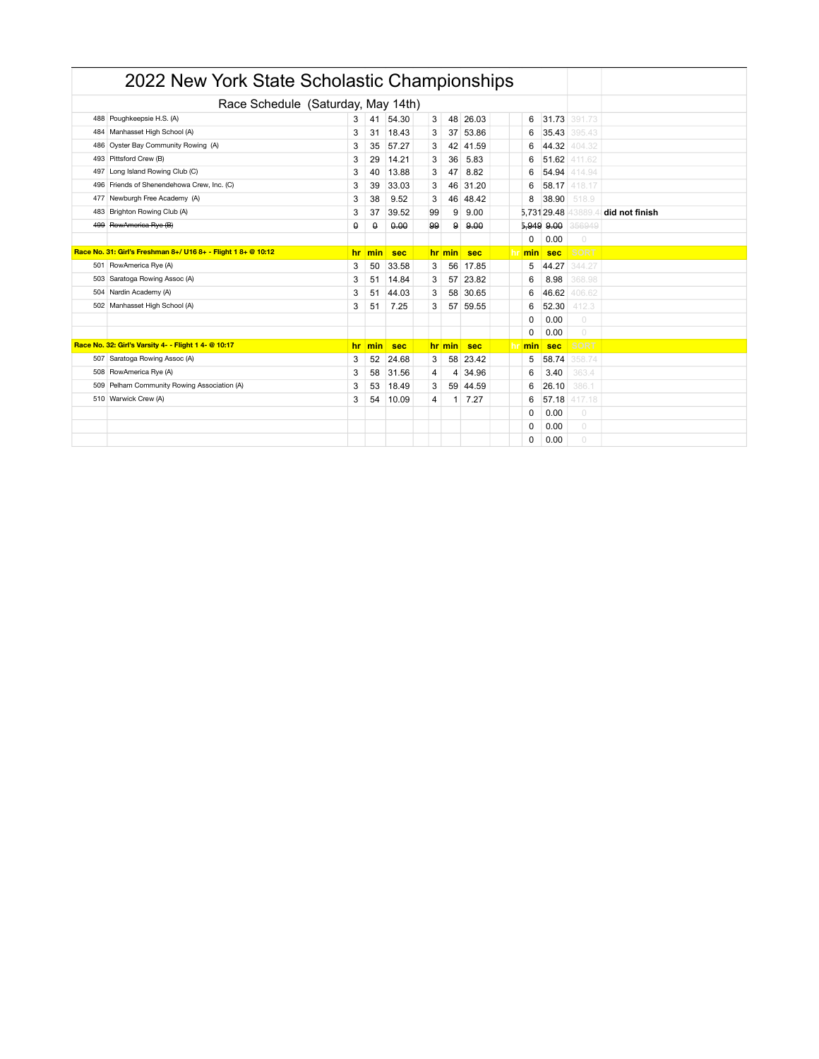# 2022 New York State Scholastic Championships

## Race Schedule (Saturday, May 14th)

| | | | | | | | | | | | | | |
|---|---|---|---|---|---|---|---|---|---|---|---|---|---|
| 488 | Poughkeepsie H.S. (A) | 3 | 41 | 54.30 | 3 | 48 | 26.03 | | 6 | 31.73 | 391.73 | |
| 484 | Manhasset High School (A) | 3 | 31 | 18.43 | 3 | 37 | 53.86 | | 6 | 35.43 | 395.43 | |
| 486 | Oyster Bay Community Rowing (A) | 3 | 35 | 57.27 | 3 | 42 | 41.59 | | 6 | 44.32 | 404.32 | |
| 493 | Pittsford Crew (B) | 3 | 29 | 14.21 | 3 | 36 | 5.83 | | 6 | 51.62 | 411.62 | |
| 497 | Long Island Rowing Club (C) | 3 | 40 | 13.88 | 3 | 47 | 8.82 | | 6 | 54.94 | 414.94 | |
| 496 | Friends of Shenendehowa Crew, Inc. (C) | 3 | 39 | 33.03 | 3 | 46 | 31.20 | | 6 | 58.17 | 418.17 | |
| 477 | Newburgh Free Academy (A) | 3 | 38 | 9.52 | 3 | 46 | 48.42 | | 8 | 38.90 | 518.9 | |
| 483 | Brighton Rowing Club (A) | 3 | 37 | 39.52 | 99 | 9 | 9.00 | | 5,731 | 29.48 | 43889.4 | did not finish |
| ~~499~~ | ~~RowAmerica Rye (B)~~ | ~~0~~ | ~~0~~ | ~~0.00~~ | ~~99~~ | ~~9~~ | ~~9.00~~ | | ~~5,949~~ | ~~9.00~~ | 356949 | |
| | | | | | | | | | 0 | 0.00 | 0 | |
| **Race No. 31: Girl's Freshman 8+/ U16 8+ - Flight 1 8+ @ 10:12** | | **hr** | **min** | **sec** | **hr** | **min** | **sec** | **hr** | **min** | **sec** | **SORT** | |
| 501 | RowAmerica Rye (A) | 3 | 50 | 33.58 | 3 | 56 | 17.85 | | 5 | 44.27 | 344.27 | |
| 503 | Saratoga Rowing Assoc (A) | 3 | 51 | 14.84 | 3 | 57 | 23.82 | | 6 | 8.98 | 368.98 | |
| 504 | Nardin Academy (A) | 3 | 51 | 44.03 | 3 | 58 | 30.65 | | 6 | 46.62 | 406.62 | |
| 502 | Manhasset High School (A) | 3 | 51 | 7.25 | 3 | 57 | 59.55 | | 6 | 52.30 | 412.3 | |
| | | | | | | | | | 0 | 0.00 | 0 | |
| | | | | | | | | | 0 | 0.00 | 0 | |
| **Race No. 32: Girl's Varsity 4- - Flight 1 4- @ 10:17** | | **hr** | **min** | **sec** | **hr** | **min** | **sec** | **hr** | **min** | **sec** | **SORT** | |
| 507 | Saratoga Rowing Assoc (A) | 3 | 52 | 24.68 | 3 | 58 | 23.42 | | 5 | 58.74 | 358.74 | |
| 508 | RowAmerica Rye (A) | 3 | 58 | 31.56 | 4 | 4 | 34.96 | | 6 | 3.40 | 363.4 | |
| 509 | Pelham Community Rowing Association (A) | 3 | 53 | 18.49 | 3 | 59 | 44.59 | | 6 | 26.10 | 386.1 | |
| 510 | Warwick Crew (A) | 3 | 54 | 10.09 | 4 | 1 | 7.27 | | 6 | 57.18 | 417.18 | |
| | | | | | | | | | 0 | 0.00 | 0 | |
| | | | | | | | | | 0 | 0.00 | 0 | |
| | | | | | | | | | 0 | 0.00 | 0 | |